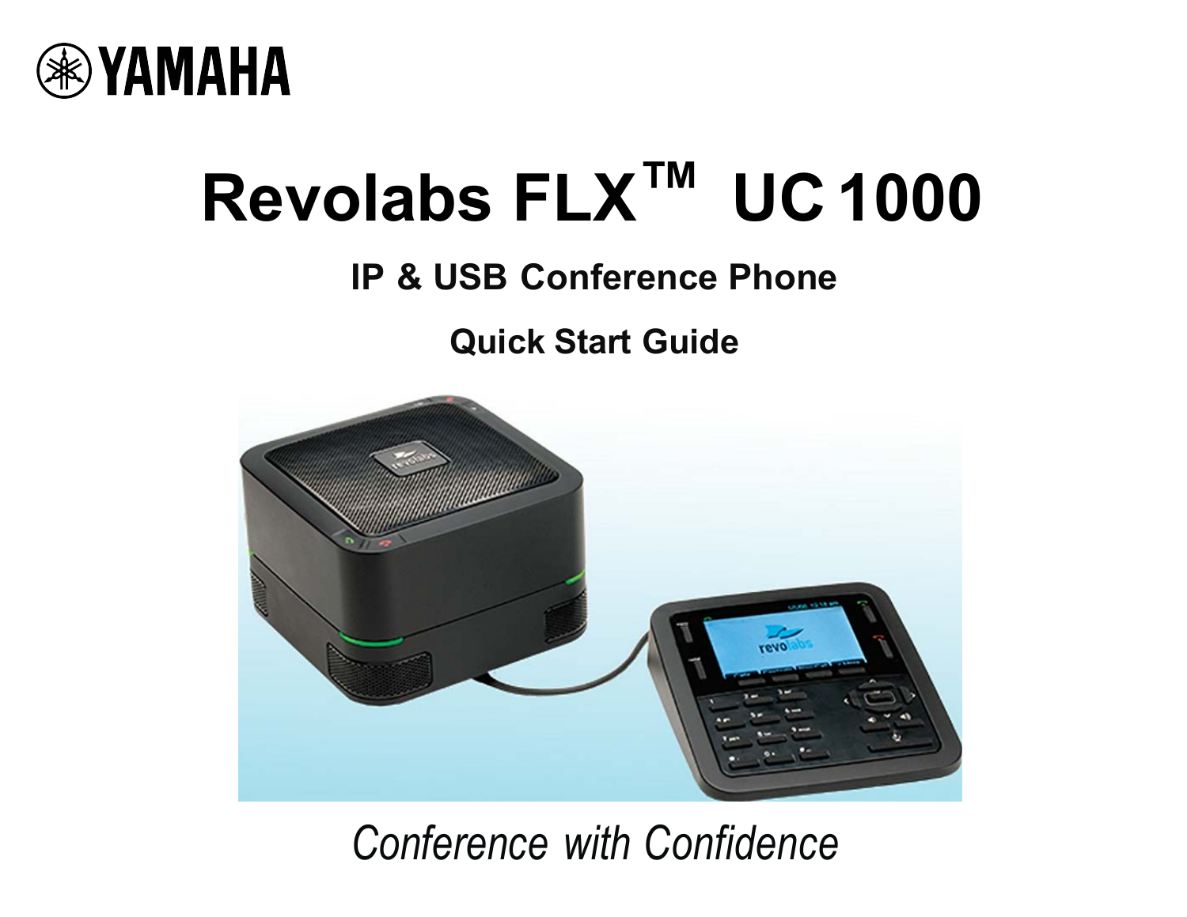YAMAHA

# Revolabs FLX™ UC 1000

## IP & USB Conference Phone

### Quick Start Guide

*Conference with Confidence*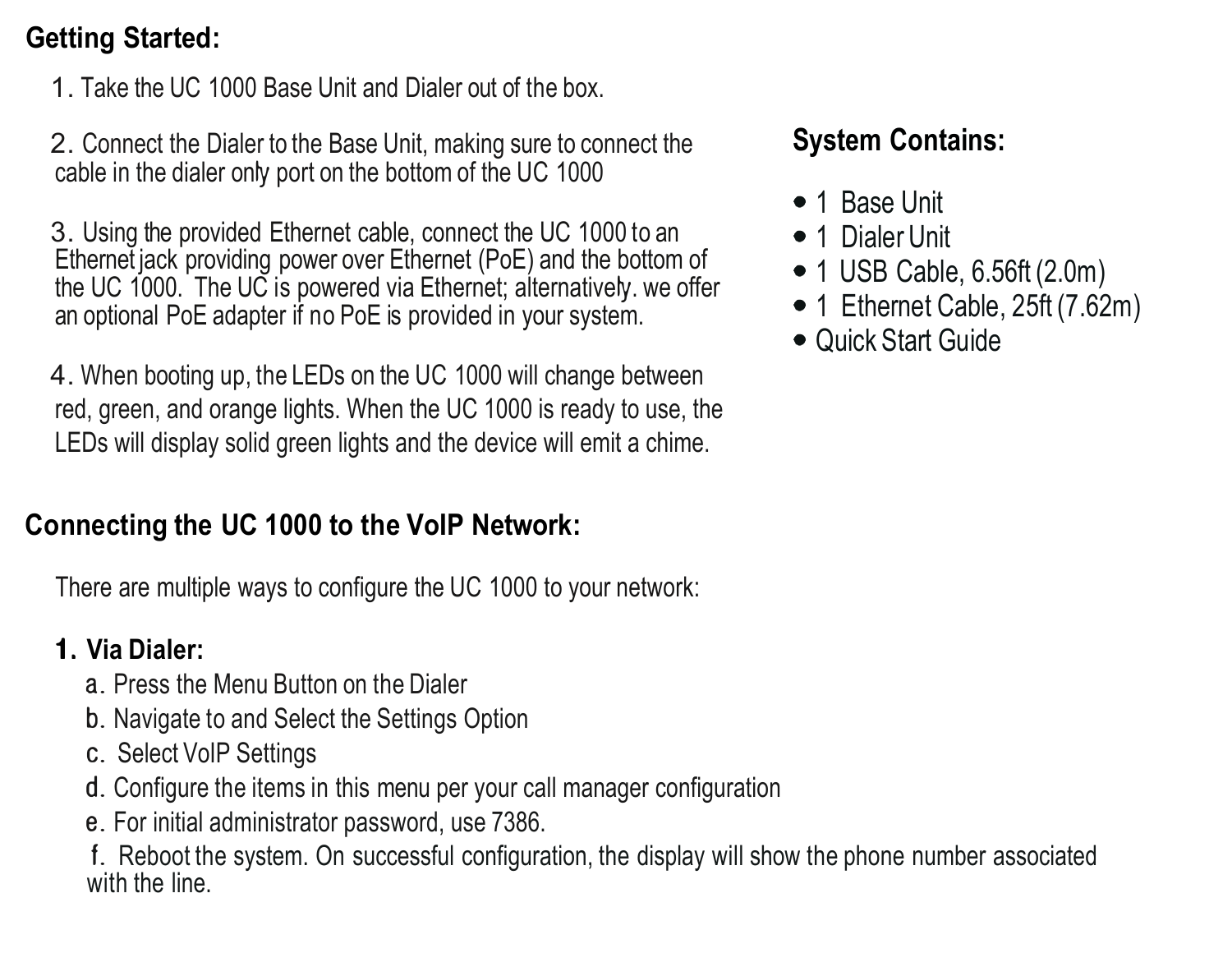## Getting Started:

1. Take the UC 1000 Base Unit and Dialer out of the box.

2. Connect the Dialer to the Base Unit, making sure to connect the cable in the dialer only port on the bottom of the UC 1000

3. Using the provided Ethernet cable, connect the UC 1000 to an Ethernet jack providing power over Ethernet (PoE) and the bottom of the UC 1000. The UC is powered via Ethernet; alternatively. we offer an optional PoE adapter if no PoE is provided in your system.

4. When booting up, the LEDs on the UC 1000 will change between red, green, and orange lights. When the UC 1000 is ready to use, the LEDs will display solid green lights and the device will emit a chime.

## System Contains:

- 1 Base Unit
- 1 Dialer Unit
- 1 USB Cable, 6.56ft (2.0m)
- 1 Ethernet Cable, 25ft (7.62m)
- Quick Start Guide

## Connecting the UC 1000 to the VoIP Network:

There are multiple ways to configure the UC 1000 to your network:

1. **Via Dialer:**
   a. Press the Menu Button on the Dialer
   b. Navigate to and Select the Settings Option
   c. Select VoIP Settings
   d. Configure the items in this menu per your call manager configuration
   e. For initial administrator password, use 7386.
   f. Reboot the system. On successful configuration, the display will show the phone number associated with the line.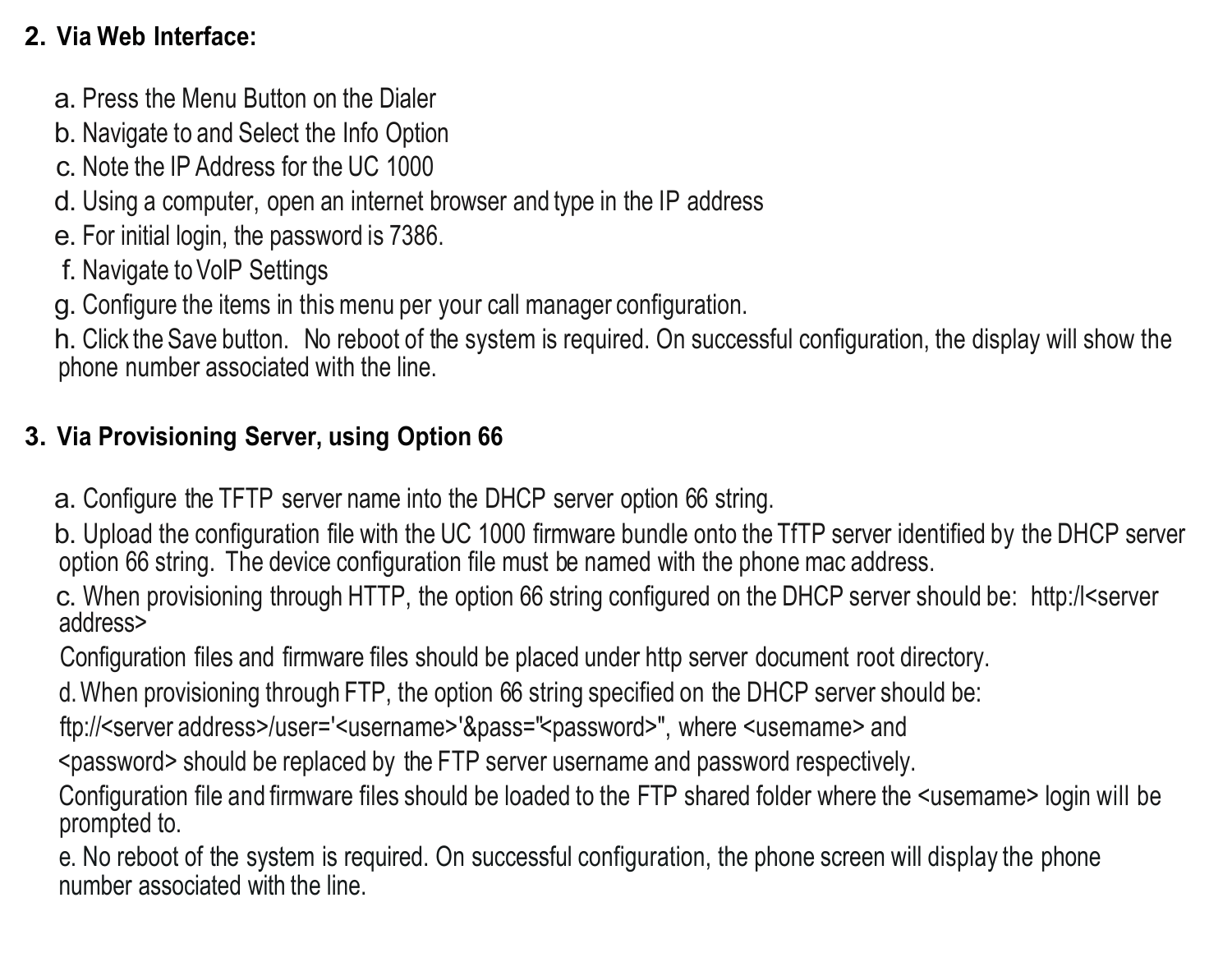**2. Via Web Interface:**

a. Press the Menu Button on the Dialer
b. Navigate to and Select the Info Option
c. Note the IP Address for the UC 1000
d. Using a computer, open an internet browser and type in the IP address
e. For initial login, the password is 7386.
f. Navigate to VoIP Settings
g. Configure the items in this menu per your call manager configuration.
h. Click the Save button. No reboot of the system is required. On successful configuration, the display will show the phone number associated with the line.

**3. Via Provisioning Server, using Option 66**

a. Configure the TFTP server name into the DHCP server option 66 string.
b. Upload the configuration file with the UC 1000 firmware bundle onto the TfTP server identified by the DHCP server option 66 string. The device configuration file must be named with the phone mac address.
c. When provisioning through HTTP, the option 66 string configured on the DHCP server should be: http:/l<server address>
Configuration files and firmware files should be placed under http server document root directory.
d. When provisioning through FTP, the option 66 string specified on the DHCP server should be:
ftp://<server address>/user='<username>'&pass="<password>", where <usemame> and
<password> should be replaced by the FTP server username and password respectively.
Configuration file and firmware files should be loaded to the FTP shared folder where the <usemame> login will be prompted to.
e. No reboot of the system is required. On successful configuration, the phone screen will display the phone number associated with the line.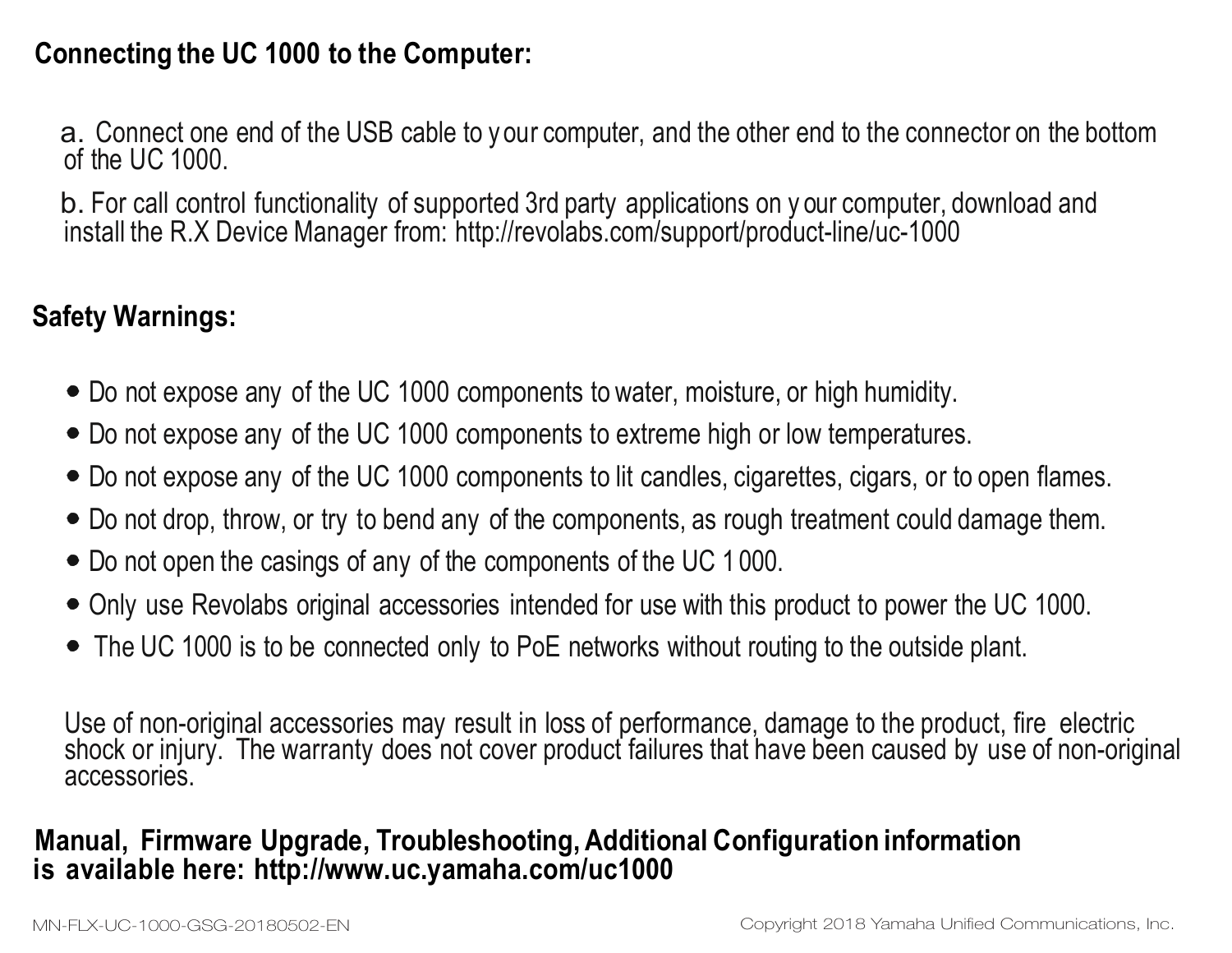**Connecting the UC 1000 to the Computer:**

a. Connect one end of the USB cable to your computer, and the other end to the connector on the bottom of the UC 1000.

b. For call control functionality of supported 3rd party applications on your computer, download and install the R.X Device Manager from: http://revolabs.com/support/product-line/uc-1000

**Safety Warnings:**

- Do not expose any of the UC 1000 components to water, moisture, or high humidity.
- Do not expose any of the UC 1000 components to extreme high or low temperatures.
- Do not expose any of the UC 1000 components to lit candles, cigarettes, cigars, or to open flames.
- Do not drop, throw, or try to bend any of the components, as rough treatment could damage them.
- Do not open the casings of any of the components of the UC 1000.
- Only use Revolabs original accessories intended for use with this product to power the UC 1000.
- The UC 1000 is to be connected only to PoE networks without routing to the outside plant.

Use of non-original accessories may result in loss of performance, damage to the product, fire electric shock or injury. The warranty does not cover product failures that have been caused by use of non-original accessories.

**Manual, Firmware Upgrade, Troubleshooting, Additional Configuration information is available here: http://www.uc.yamaha.com/uc1000**

MN-FLX-UC-1000-GSG-20180502-EN

Copyright 2018 Yamaha Unified Communications, Inc.